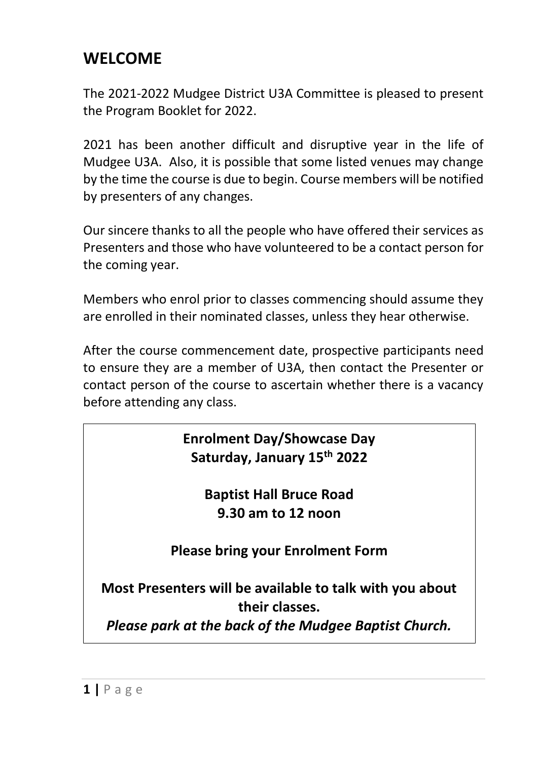# WELCOME

The 2021-2022 Mudgee District U3A Committee is pleased to present the Program Booklet for 2022.

2021 has been another difficult and disruptive year in the life of Mudgee U3A. Also, it is possible that some listed venues may change by the time the course is due to begin. Course members will be notified by presenters of any changes.

Our sincere thanks to all the people who have offered their services as Presenters and those who have volunteered to be a contact person for the coming year.

Members who enrol prior to classes commencing should assume they are enrolled in their nominated classes, unless they hear otherwise.

After the course commencement date, prospective participants need to ensure they are a member of U3A, then contact the Presenter or contact person of the course to ascertain whether there is a vacancy before attending any class.

**Enrolment Day/Showcase Day**
**Saturday, January 15th 2022**

**Baptist Hall Bruce Road**
**9.30 am to 12 noon**

**Please bring your Enrolment Form**

**Most Presenters will be available to talk with you about their classes.**
***Please park at the back of the Mudgee Baptist Church.***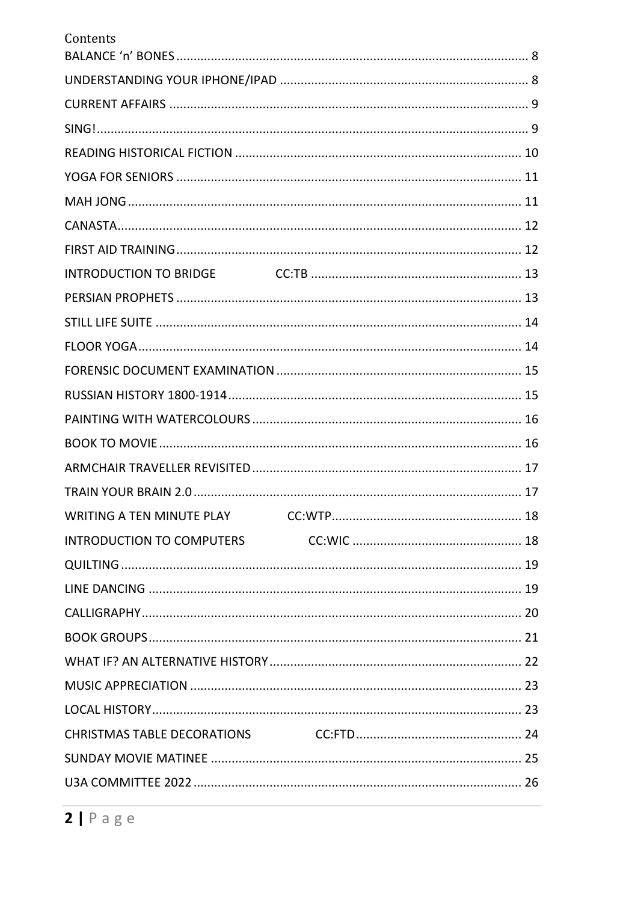# Contents

- BALANCE 'n' BONES ........ 8
- UNDERSTANDING YOUR IPHONE/IPAD ........ 8
- CURRENT AFFAIRS ........ 9
- SING! ........ 9
- READING HISTORICAL FICTION ........ 10
- YOGA FOR SENIORS ........ 11
- MAH JONG ........ 11
- CANASTA ........ 12
- FIRST AID TRAINING ........ 12
- INTRODUCTION TO BRIDGE CC:TB ........ 13
- PERSIAN PROPHETS ........ 13
- STILL LIFE SUITE ........ 14
- FLOOR YOGA ........ 14
- FORENSIC DOCUMENT EXAMINATION ........ 15
- RUSSIAN HISTORY 1800-1914 ........ 15
- PAINTING WITH WATERCOLOURS ........ 16
- BOOK TO MOVIE ........ 16
- ARMCHAIR TRAVELLER REVISITED ........ 17
- TRAIN YOUR BRAIN 2.0 ........ 17
- WRITING A TEN MINUTE PLAY CC:WTP ........ 18
- INTRODUCTION TO COMPUTERS CC:WIC ........ 18
- QUILTING ........ 19
- LINE DANCING ........ 19
- CALLIGRAPHY ........ 20
- BOOK GROUPS ........ 21
- WHAT IF? AN ALTERNATIVE HISTORY ........ 22
- MUSIC APPRECIATION ........ 23
- LOCAL HISTORY ........ 23
- CHRISTMAS TABLE DECORATIONS CC:FTD ........ 24
- SUNDAY MOVIE MATINEE ........ 25
- U3A COMMITTEE 2022 ........ 26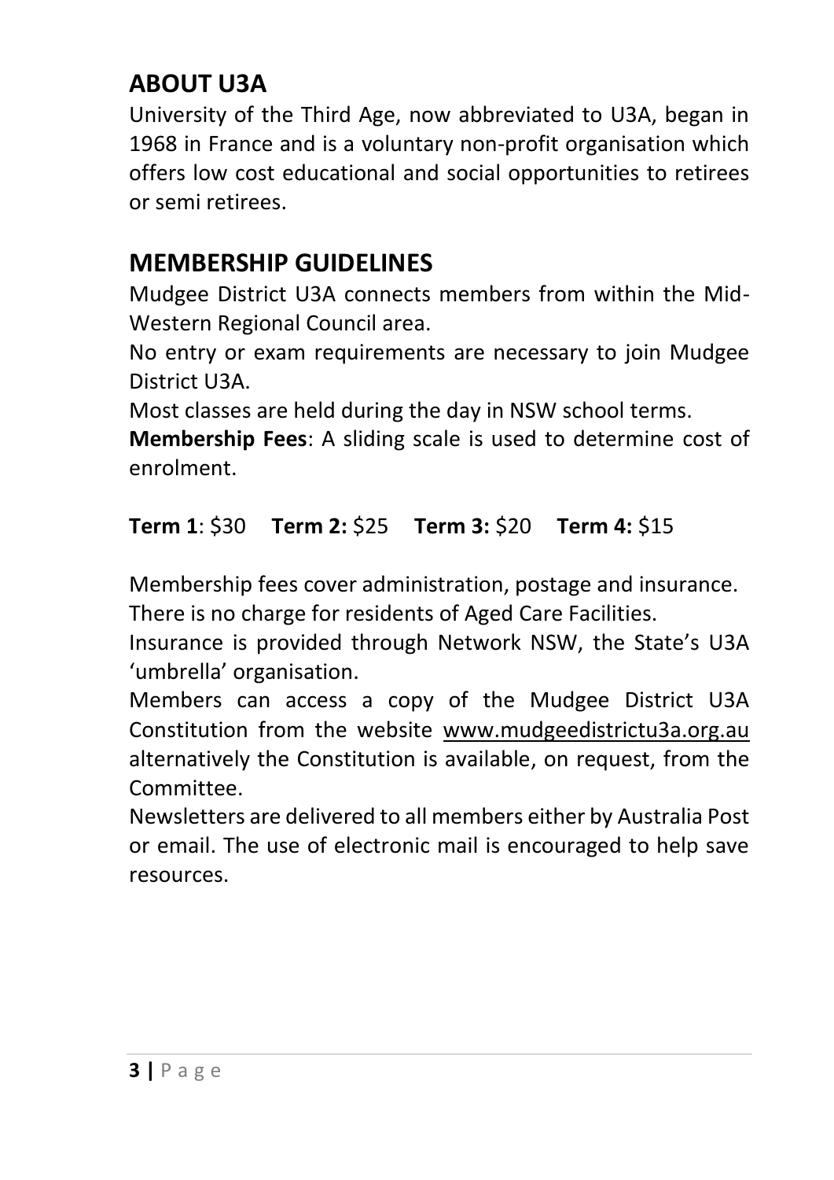## ABOUT U3A

University of the Third Age, now abbreviated to U3A, began in 1968 in France and is a voluntary non-profit organisation which offers low cost educational and social opportunities to retirees or semi retirees.

## MEMBERSHIP GUIDELINES

Mudgee District U3A connects members from within the Mid-Western Regional Council area.

No entry or exam requirements are necessary to join Mudgee District U3A.

Most classes are held during the day in NSW school terms.

**Membership Fees**: A sliding scale is used to determine cost of enrolment.

**Term 1**: $30 **Term 2:** $25 **Term 3:** $20 **Term 4:** $15

Membership fees cover administration, postage and insurance.

There is no charge for residents of Aged Care Facilities.

Insurance is provided through Network NSW, the State's U3A 'umbrella' organisation.

Members can access a copy of the Mudgee District U3A Constitution from the website www.mudgeedistrictu3a.org.au alternatively the Constitution is available, on request, from the Committee.

Newsletters are delivered to all members either by Australia Post or email. The use of electronic mail is encouraged to help save resources.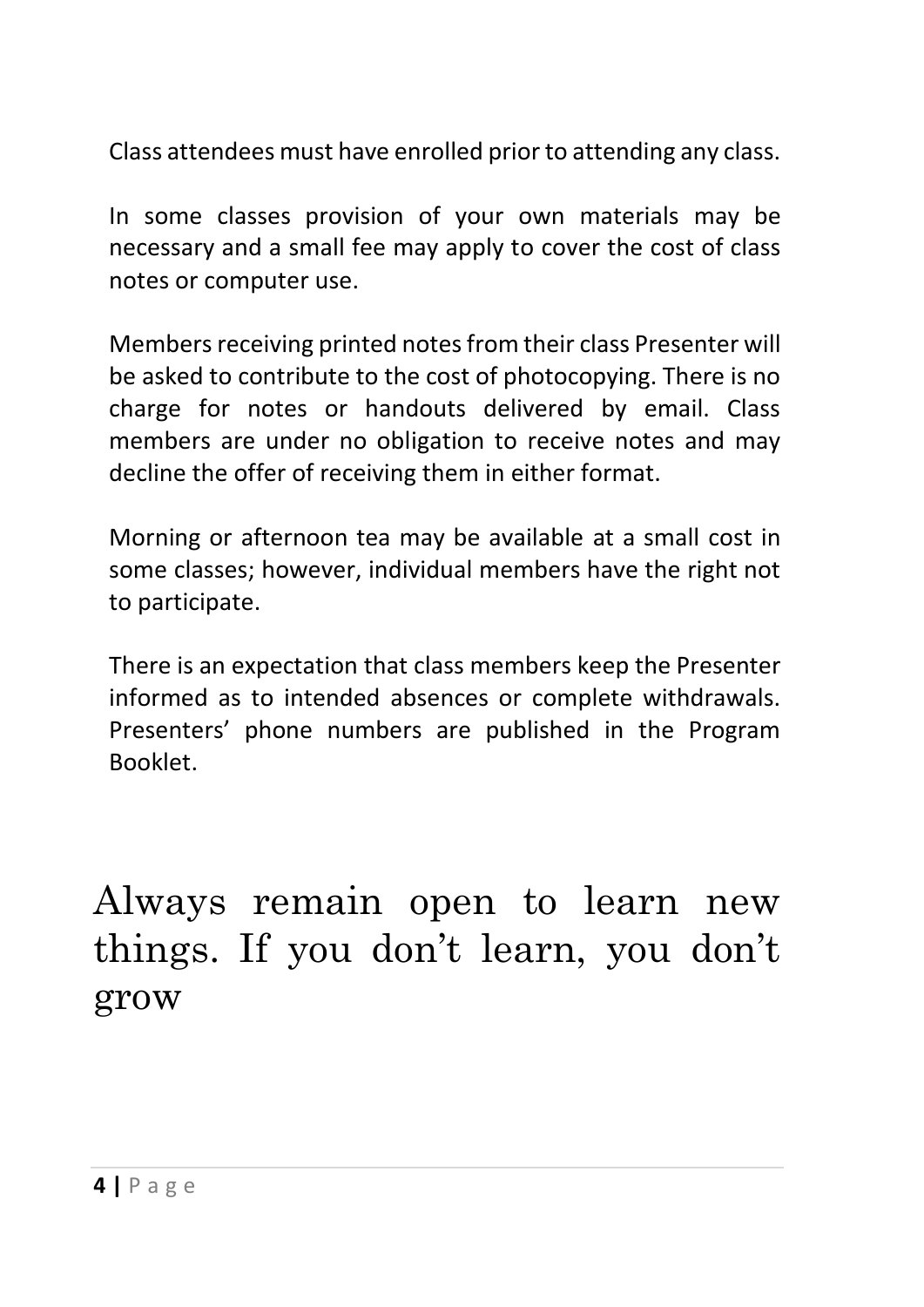Class attendees must have enrolled prior to attending any class.

In some classes provision of your own materials may be necessary and a small fee may apply to cover the cost of class notes or computer use.

Members receiving printed notes from their class Presenter will be asked to contribute to the cost of photocopying. There is no charge for notes or handouts delivered by email. Class members are under no obligation to receive notes and may decline the offer of receiving them in either format.

Morning or afternoon tea may be available at a small cost in some classes; however, individual members have the right not to participate.

There is an expectation that class members keep the Presenter informed as to intended absences or complete withdrawals. Presenters' phone numbers are published in the Program Booklet.

# Always remain open to learn new things. If you don't learn, you don't grow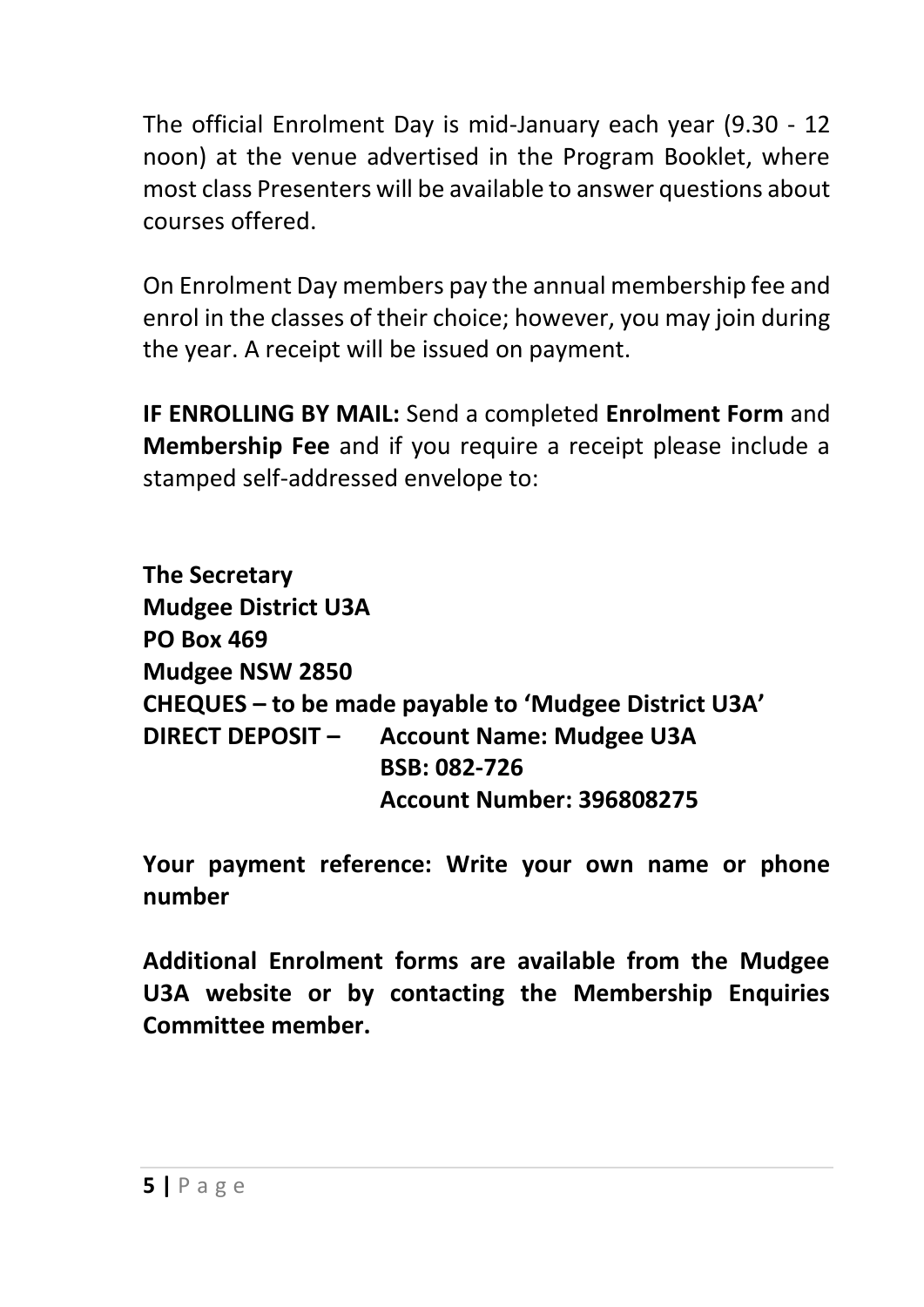The official Enrolment Day is mid-January each year (9.30 - 12 noon) at the venue advertised in the Program Booklet, where most class Presenters will be available to answer questions about courses offered.

On Enrolment Day members pay the annual membership fee and enrol in the classes of their choice; however, you may join during the year. A receipt will be issued on payment.

**IF ENROLLING BY MAIL:** Send a completed **Enrolment Form** and **Membership Fee** and if you require a receipt please include a stamped self-addressed envelope to:

**The Secretary**
**Mudgee District U3A**
**PO Box 469**
**Mudgee NSW 2850**
**CHEQUES – to be made payable to 'Mudgee District U3A'**
**DIRECT DEPOSIT – Account Name: Mudgee U3A**
**BSB: 082-726**
**Account Number: 396808275**

**Your payment reference: Write your own name or phone number**

**Additional Enrolment forms are available from the Mudgee U3A website or by contacting the Membership Enquiries Committee member.**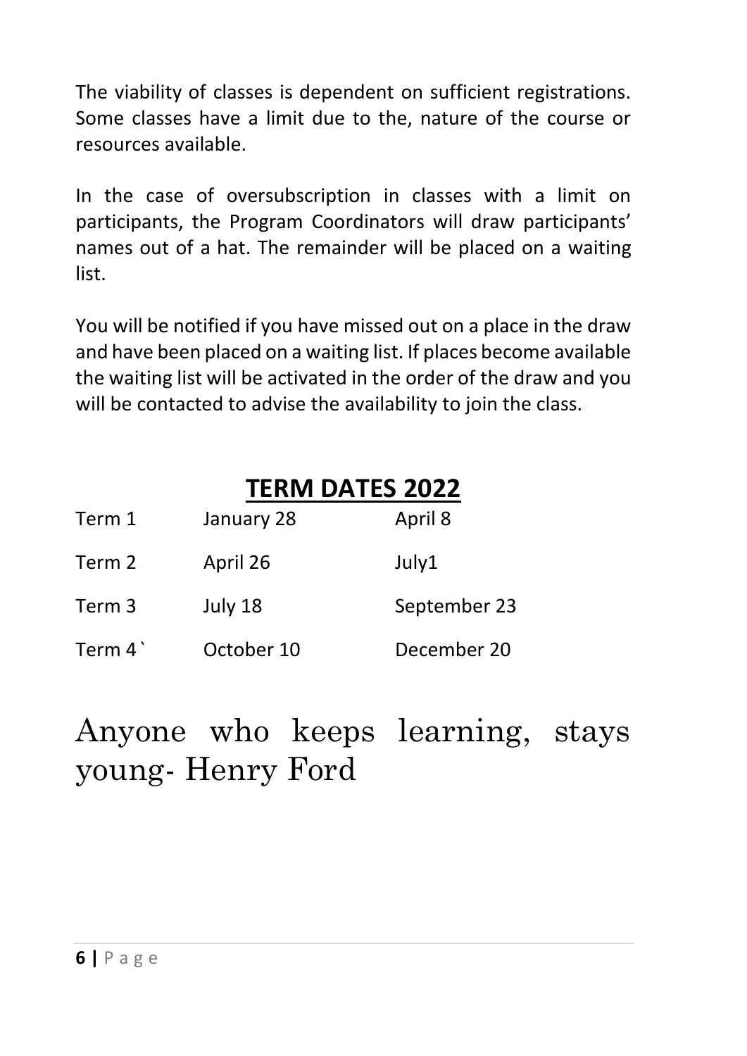The viability of classes is dependent on sufficient registrations. Some classes have a limit due to the, nature of the course or resources available.

In the case of oversubscription in classes with a limit on participants, the Program Coordinators will draw participants' names out of a hat. The remainder will be placed on a waiting list.

You will be notified if you have missed out on a place in the draw and have been placed on a waiting list. If places become available the waiting list will be activated in the order of the draw and you will be contacted to advise the availability to join the class.

## TERM DATES 2022

| | | |
|---|---|---|
| Term 1 | January 28 | April 8 |
| Term 2 | April 26 | July1 |
| Term 3 | July 18 | September 23 |
| Term 4` | October 10 | December 20 |

Anyone who keeps learning, stays young- Henry Ford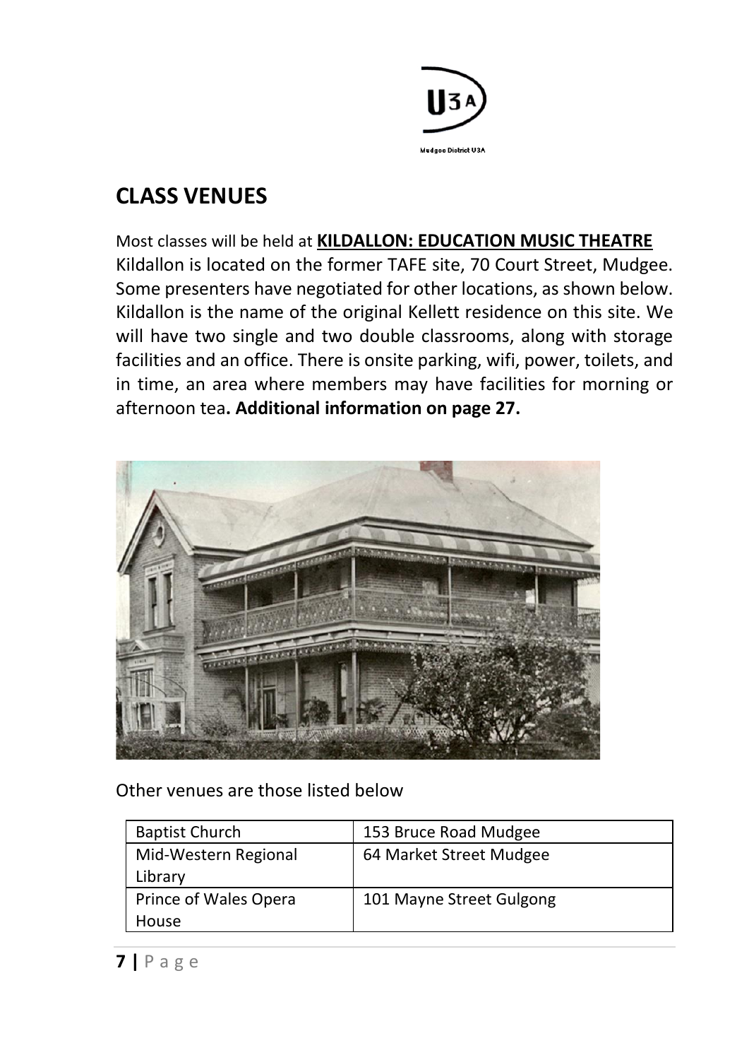## CLASS VENUES

Most classes will be held at **KILDALLON: EDUCATION MUSIC THEATRE**
Kildallon is located on the former TAFE site, 70 Court Street, Mudgee. Some presenters have negotiated for other locations, as shown below. Kildallon is the name of the original Kellett residence on this site. We will have two single and two double classrooms, along with storage facilities and an office. There is onsite parking, wifi, power, toilets, and in time, an area where members may have facilities for morning or afternoon tea**. Additional information on page 27.**

Other venues are those listed below

| Baptist Church | 153 Bruce Road Mudgee |
|---|---|
| Mid-Western Regional Library | 64 Market Street Mudgee |
| Prince of Wales Opera House | 101 Mayne Street Gulgong |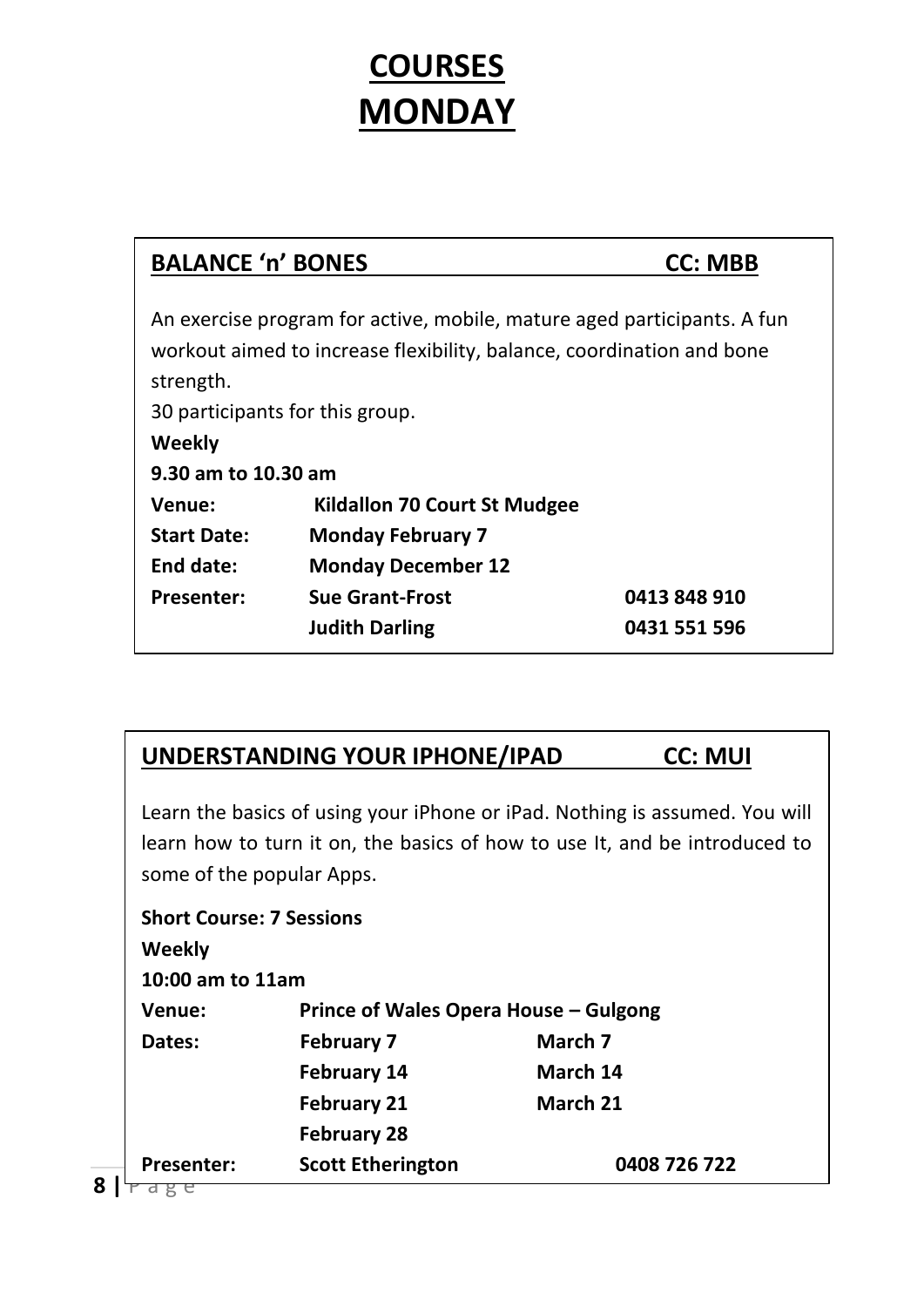# COURSES
# MONDAY

## BALANCE 'n' BONES — CC: MBB

An exercise program for active, mobile, mature aged participants. A fun workout aimed to increase flexibility, balance, coordination and bone strength.

30 participants for this group.

**Weekly**

**9.30 am to 10.30 am**

| | | |
|---|---|---|
| **Venue:** | **Kildallon 70 Court St Mudgee** | |
| **Start Date:** | **Monday February 7** | |
| **End date:** | **Monday December 12** | |
| **Presenter:** | **Sue Grant-Frost** | **0413 848 910** |
| | **Judith Darling** | **0431 551 596** |

## UNDERSTANDING YOUR IPHONE/IPAD — CC: MUI

Learn the basics of using your iPhone or iPad. Nothing is assumed. You will learn how to turn it on, the basics of how to use It, and be introduced to some of the popular Apps.

**Short Course: 7 Sessions**

**Weekly**

**10:00 am to 11am**

| | | |
|---|---|---|
| **Venue:** | **Prince of Wales Opera House – Gulgong** | |
| **Dates:** | **February 7** | **March 7** |
| | **February 14** | **March 14** |
| | **February 21** | **March 21** |
| | **February 28** | |
| **Presenter:** | **Scott Etherington** | **0408 726 722** |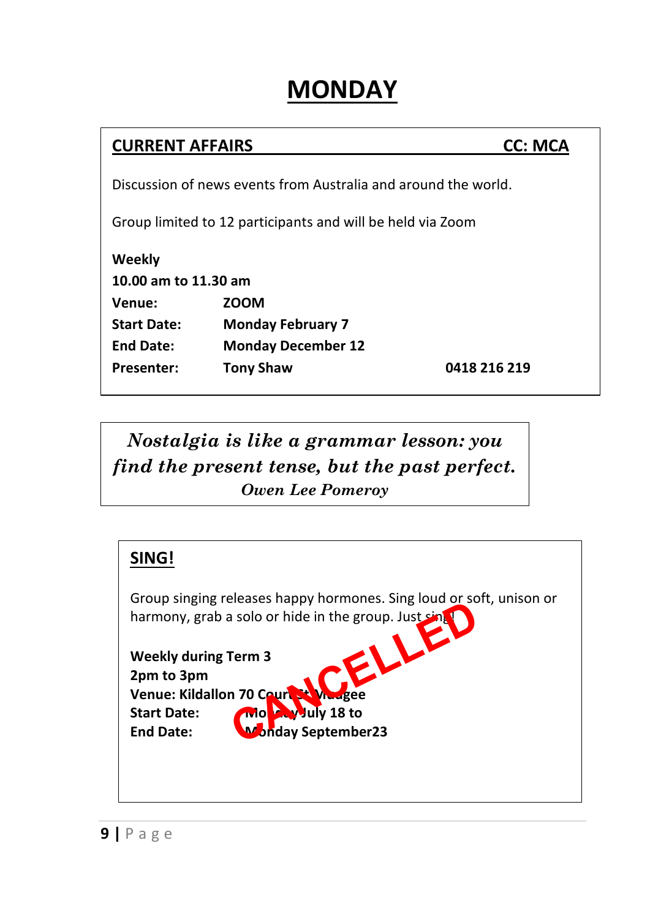# MONDAY

## CURRENT AFFAIRS — CC: MCA

Discussion of news events from Australia and around the world.

Group limited to 12 participants and will be held via Zoom

**Weekly**
**10.00 am to 11.30 am**
**Venue:** ZOOM
**Start Date:** Monday February 7
**End Date:** Monday December 12
**Presenter:** Tony Shaw — **0418 216 219**

> ***Nostalgia is like a grammar lesson: you find the present tense, but the past perfect.***
> *Owen Lee Pomeroy*

## SING!

**CANCELLED**

Group singing releases happy hormones. Sing loud or soft, unison or harmony, grab a solo or hide in the group. Just sing!

**Weekly during Term 3**
**2pm to 3pm**
**Venue:** Kildallon 70 Court St Mudgee
**Start Date:** Monday July 18 to
**End Date:** Monday September23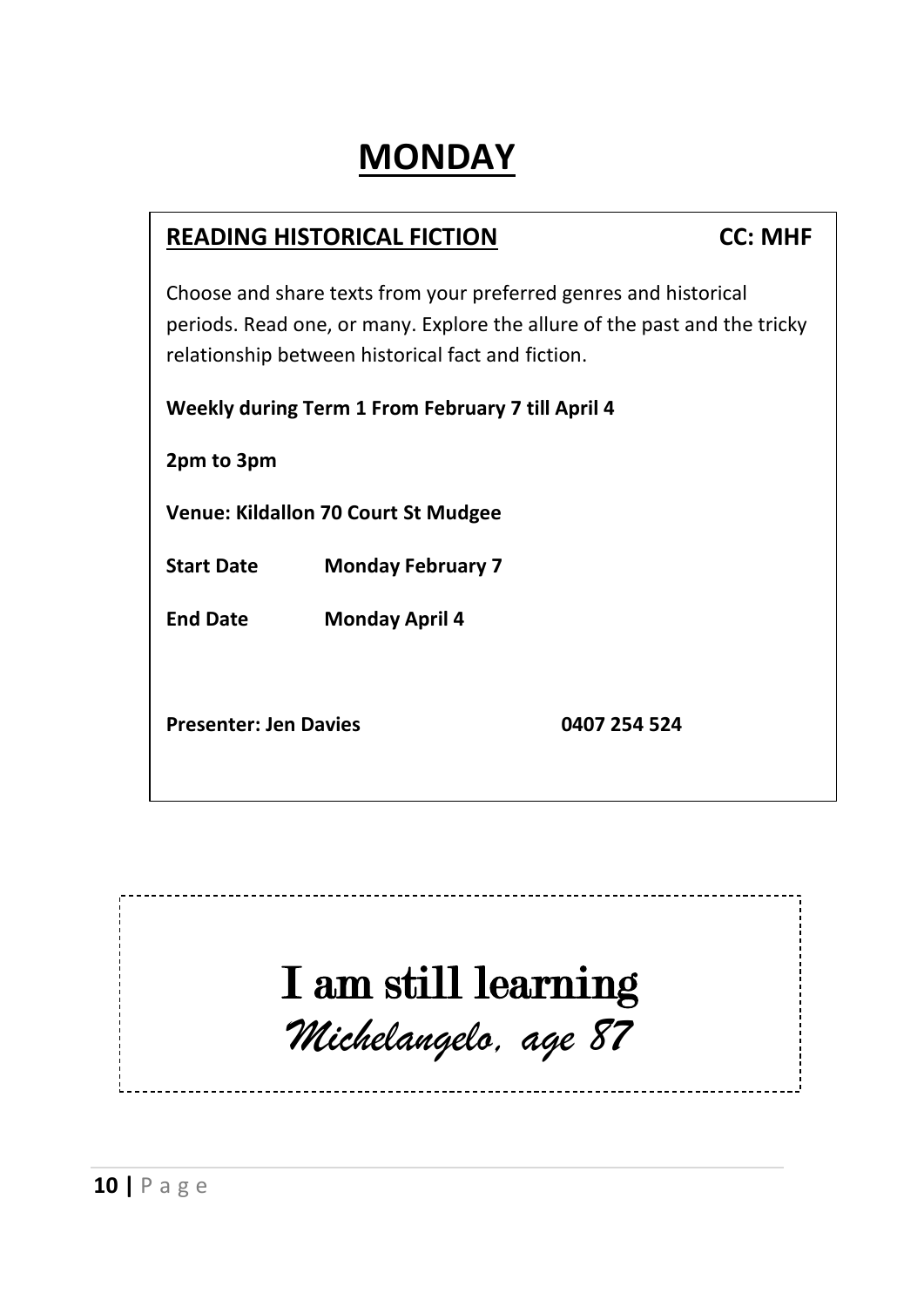# MONDAY

## READING HISTORICAL FICTION

**CC: MHF**

Choose and share texts from your preferred genres and historical periods. Read one, or many. Explore the allure of the past and the tricky relationship between historical fact and fiction.

**Weekly during Term 1 From February 7 till April 4**

**2pm to 3pm**

**Venue: Kildallon 70 Court St Mudgee**

**Start Date** **Monday February 7**

**End Date** **Monday April 4**

**Presenter: Jen Davies** **0407 254 524**

---

I am still learning

*Michelangelo, age 87*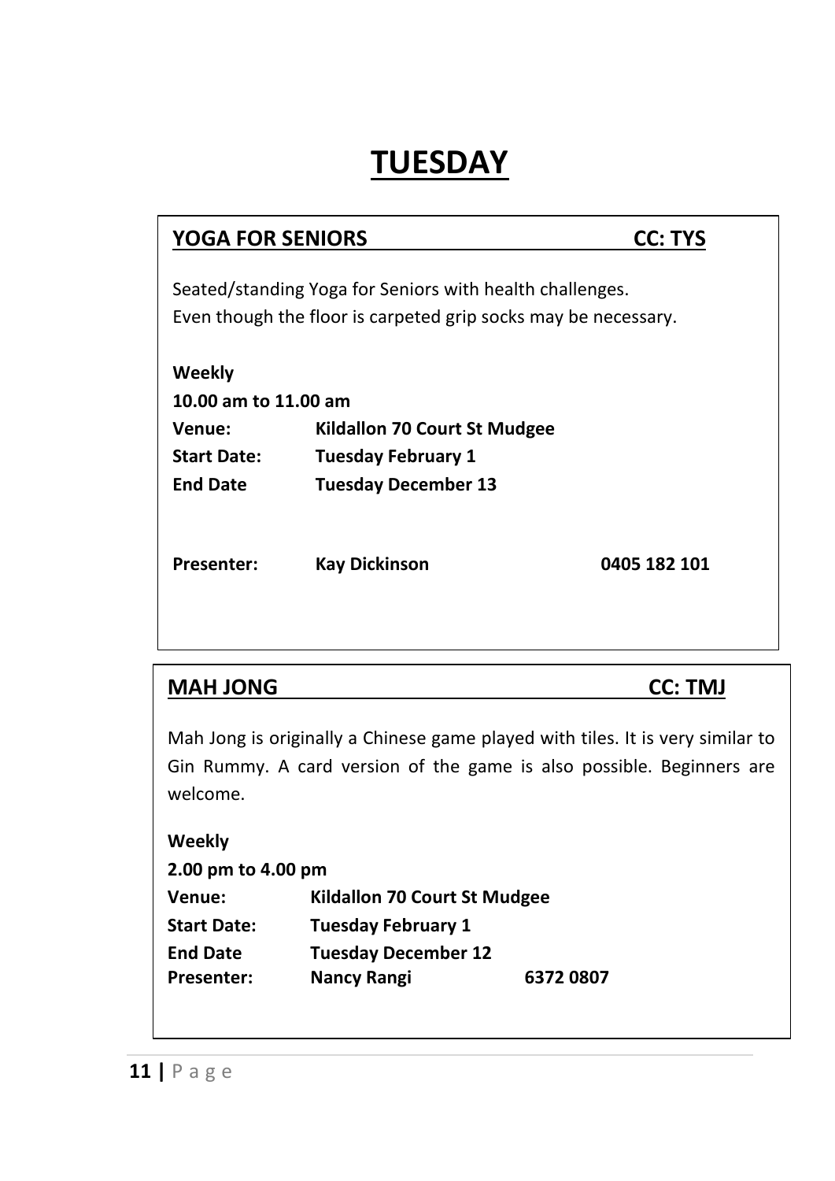# TUESDAY

## YOGA FOR SENIORS — CC: TYS

Seated/standing Yoga for Seniors with health challenges.
Even though the floor is carpeted grip socks may be necessary.

**Weekly**
**10.00 am to 11.00 am**

**Venue:** **Kildallon 70 Court St Mudgee**
**Start Date:** **Tuesday February 1**
**End Date** **Tuesday December 13**

**Presenter:** **Kay Dickinson** **0405 182 101**

## MAH JONG — CC: TMJ

Mah Jong is originally a Chinese game played with tiles. It is very similar to Gin Rummy. A card version of the game is also possible. Beginners are welcome.

**Weekly**
**2.00 pm to 4.00 pm**

**Venue:** **Kildallon 70 Court St Mudgee**
**Start Date:** **Tuesday February 1**
**End Date** **Tuesday December 12**
**Presenter:** **Nancy Rangi** **6372 0807**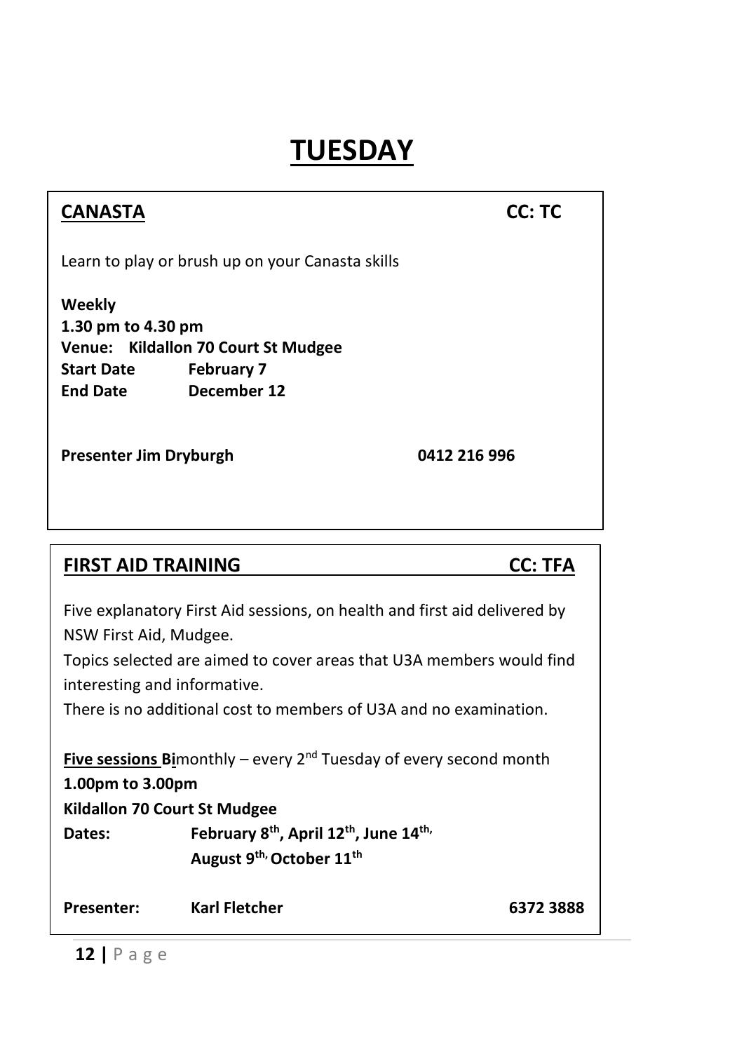# TUESDAY

## CANASTA — CC: TC

Learn to play or brush up on your Canasta skills

**Weekly**
**1.30 pm to 4.30 pm**
**Venue: Kildallon 70 Court St Mudgee**
**Start Date February 7**
**End Date December 12**

**Presenter Jim Dryburgh 0412 216 996**

## FIRST AID TRAINING — CC: TFA

Five explanatory First Aid sessions, on health and first aid delivered by NSW First Aid, Mudgee.
Topics selected are aimed to cover areas that U3A members would find interesting and informative.
There is no additional cost to members of U3A and no examination.

**Five sessions Bi**monthly – every 2nd Tuesday of every second month
**1.00pm to 3.00pm**
**Kildallon 70 Court St Mudgee**
**Dates: February 8th, April 12th, June 14th, August 9th, October 11th**

**Presenter: Karl Fletcher 6372 3888**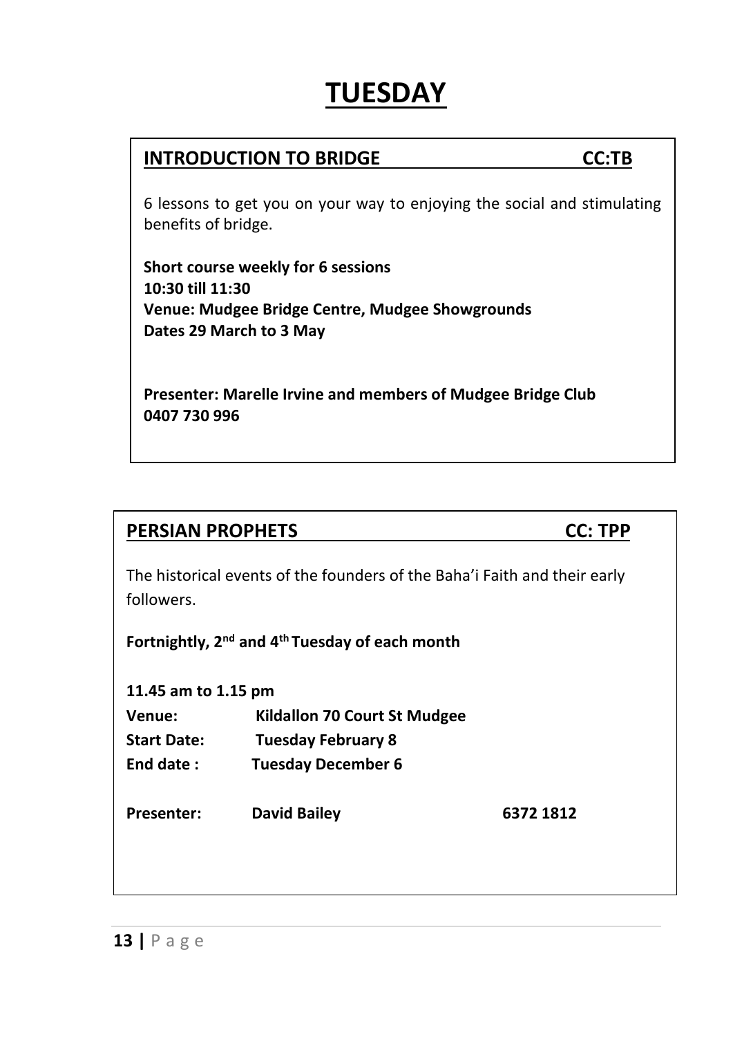# TUESDAY

## INTRODUCTION TO BRIDGE CC:TB

6 lessons to get you on your way to enjoying the social and stimulating benefits of bridge.

**Short course weekly for 6 sessions**
**10:30 till 11:30**
**Venue: Mudgee Bridge Centre, Mudgee Showgrounds**
**Dates 29 March to 3 May**

**Presenter: Marelle Irvine and members of Mudgee Bridge Club**
**0407 730 996**

## PERSIAN PROPHETS CC: TPP

The historical events of the founders of the Baha'i Faith and their early followers.

**Fortnightly, 2nd and 4th Tuesday of each month**

**11.45 am to 1.15 pm**
**Venue:** **Kildallon 70 Court St Mudgee**
**Start Date:** **Tuesday February 8**
**End date :** **Tuesday December 6**

**Presenter:** **David Bailey** **6372 1812**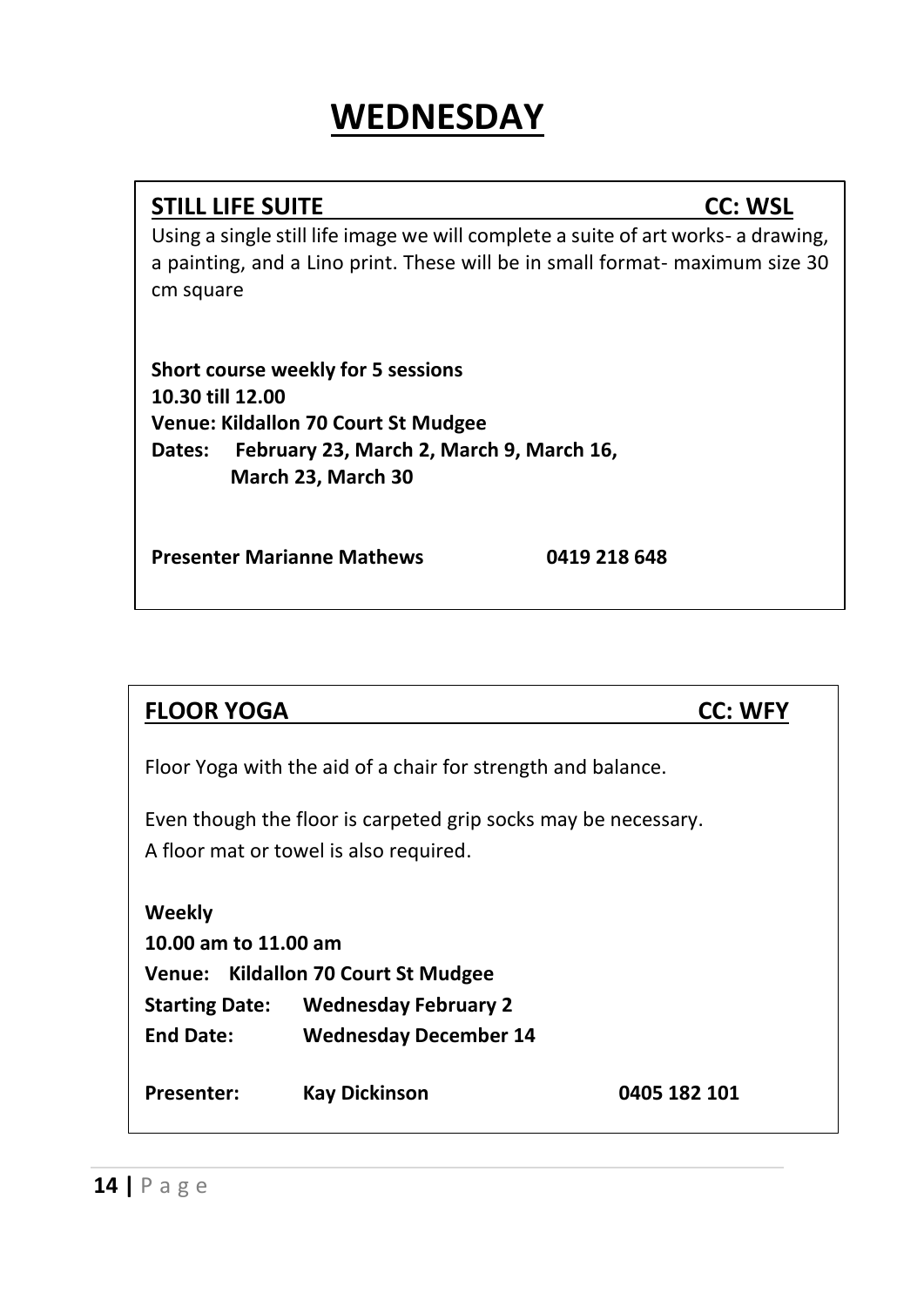# WEDNESDAY

## STILL LIFE SUITE — CC: WSL

Using a single still life image we will complete a suite of art works- a drawing, a painting, and a Lino print. These will be in small format- maximum size 30 cm square

**Short course weekly for 5 sessions**
**10.30 till 12.00**
**Venue: Kildallon 70 Court St Mudgee**
**Dates: February 23, March 2, March 9, March 16, March 23, March 30**

**Presenter Marianne Mathews 0419 218 648**

## FLOOR YOGA — CC: WFY

Floor Yoga with the aid of a chair for strength and balance.

Even though the floor is carpeted grip socks may be necessary.
A floor mat or towel is also required.

**Weekly**
**10.00 am to 11.00 am**
**Venue: Kildallon 70 Court St Mudgee**
**Starting Date: Wednesday February 2**
**End Date: Wednesday December 14**

**Presenter: Kay Dickinson 0405 182 101**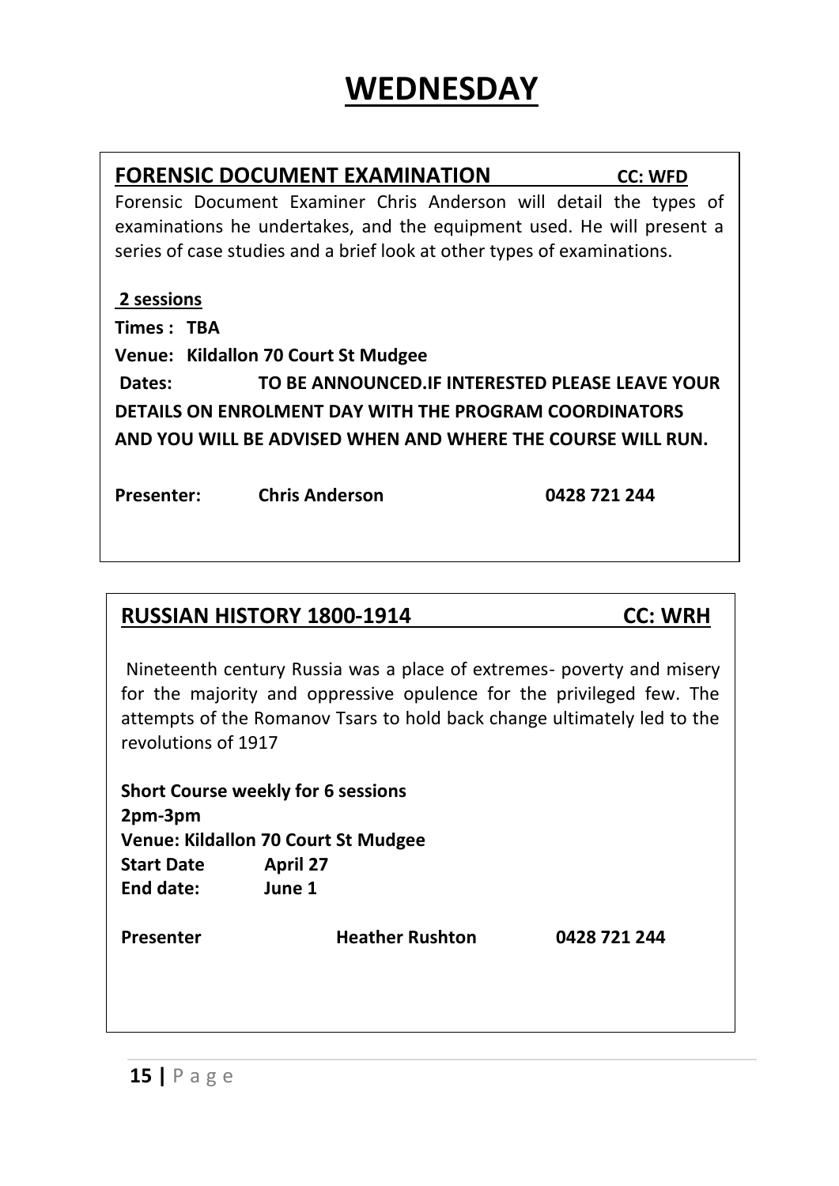# WEDNESDAY

## FORENSIC DOCUMENT EXAMINATION CC: WFD

Forensic Document Examiner Chris Anderson will detail the types of examinations he undertakes, and the equipment used. He will present a series of case studies and a brief look at other types of examinations.

**2 sessions**

**Times : TBA**

**Venue: Kildallon 70 Court St Mudgee**

**Dates: TO BE ANNOUNCED.IF INTERESTED PLEASE LEAVE YOUR DETAILS ON ENROLMENT DAY WITH THE PROGRAM COORDINATORS AND YOU WILL BE ADVISED WHEN AND WHERE THE COURSE WILL RUN.**

**Presenter: Chris Anderson 0428 721 244**

## RUSSIAN HISTORY 1800-1914 CC: WRH

Nineteenth century Russia was a place of extremes- poverty and misery for the majority and oppressive opulence for the privileged few. The attempts of the Romanov Tsars to hold back change ultimately led to the revolutions of 1917

**Short Course weekly for 6 sessions**
**2pm-3pm**
**Venue: Kildallon 70 Court St Mudgee**
**Start Date April 27**
**End date: June 1**

**Presenter Heather Rushton 0428 721 244**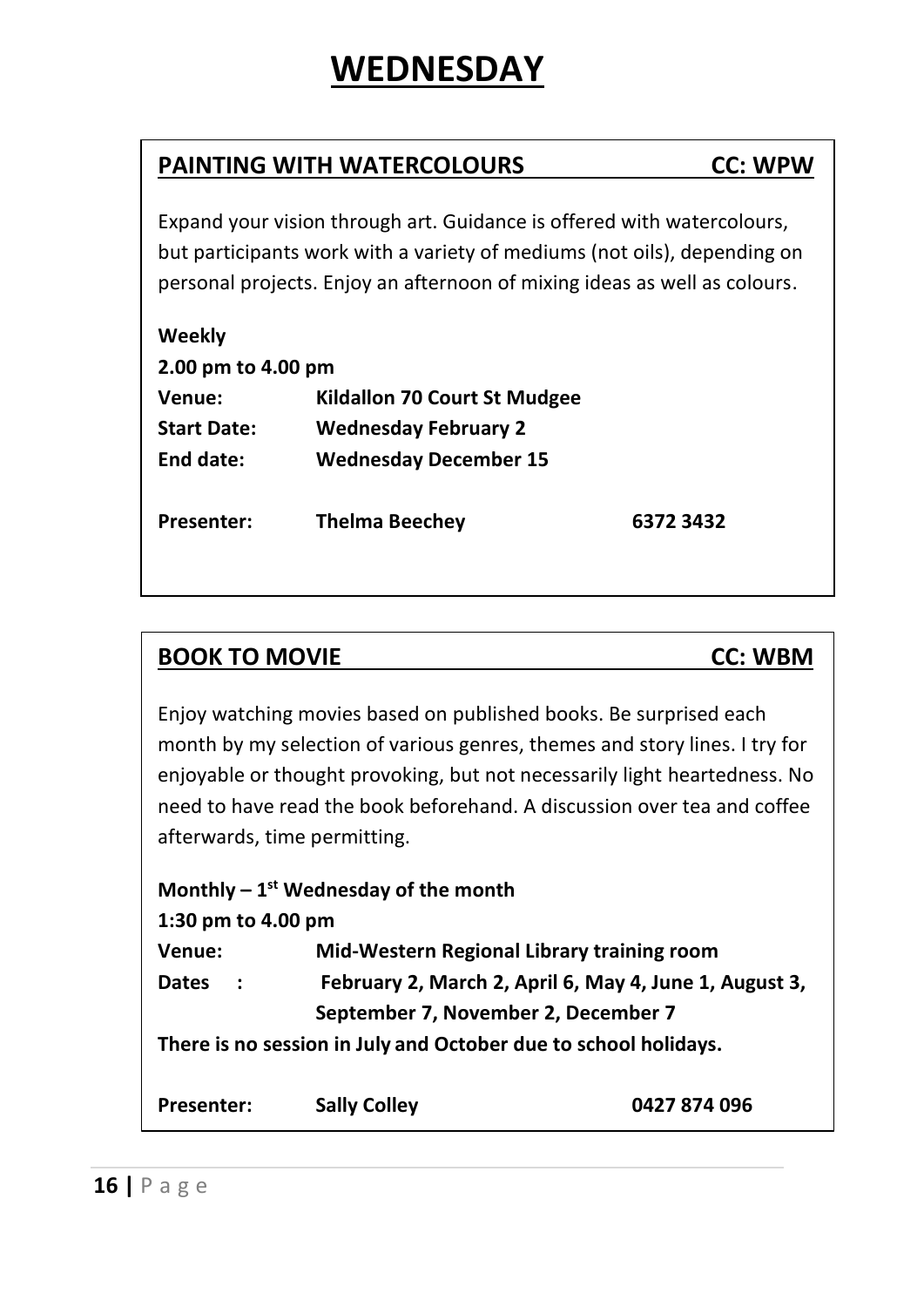# WEDNESDAY

## PAINTING WITH WATERCOLOURS — CC: WPW

Expand your vision through art. Guidance is offered with watercolours, but participants work with a variety of mediums (not oils), depending on personal projects. Enjoy an afternoon of mixing ideas as well as colours.

**Weekly**

**2.00 pm to 4.00 pm**

**Venue:** **Kildallon 70 Court St Mudgee**

**Start Date:** **Wednesday February 2**

**End date:** **Wednesday December 15**

**Presenter:** **Thelma Beechey** **6372 3432**

## BOOK TO MOVIE — CC: WBM

Enjoy watching movies based on published books. Be surprised each month by my selection of various genres, themes and story lines. I try for enjoyable or thought provoking, but not necessarily light heartedness. No need to have read the book beforehand. A discussion over tea and coffee afterwards, time permitting.

**Monthly – 1st Wednesday of the month**

**1:30 pm to 4.00 pm**

**Venue:** **Mid-Western Regional Library training room**

**Dates :** **February 2, March 2, April 6, May 4, June 1, August 3, September 7, November 2, December 7**

**There is no session in July and October due to school holidays.**

**Presenter:** **Sally Colley** **0427 874 096**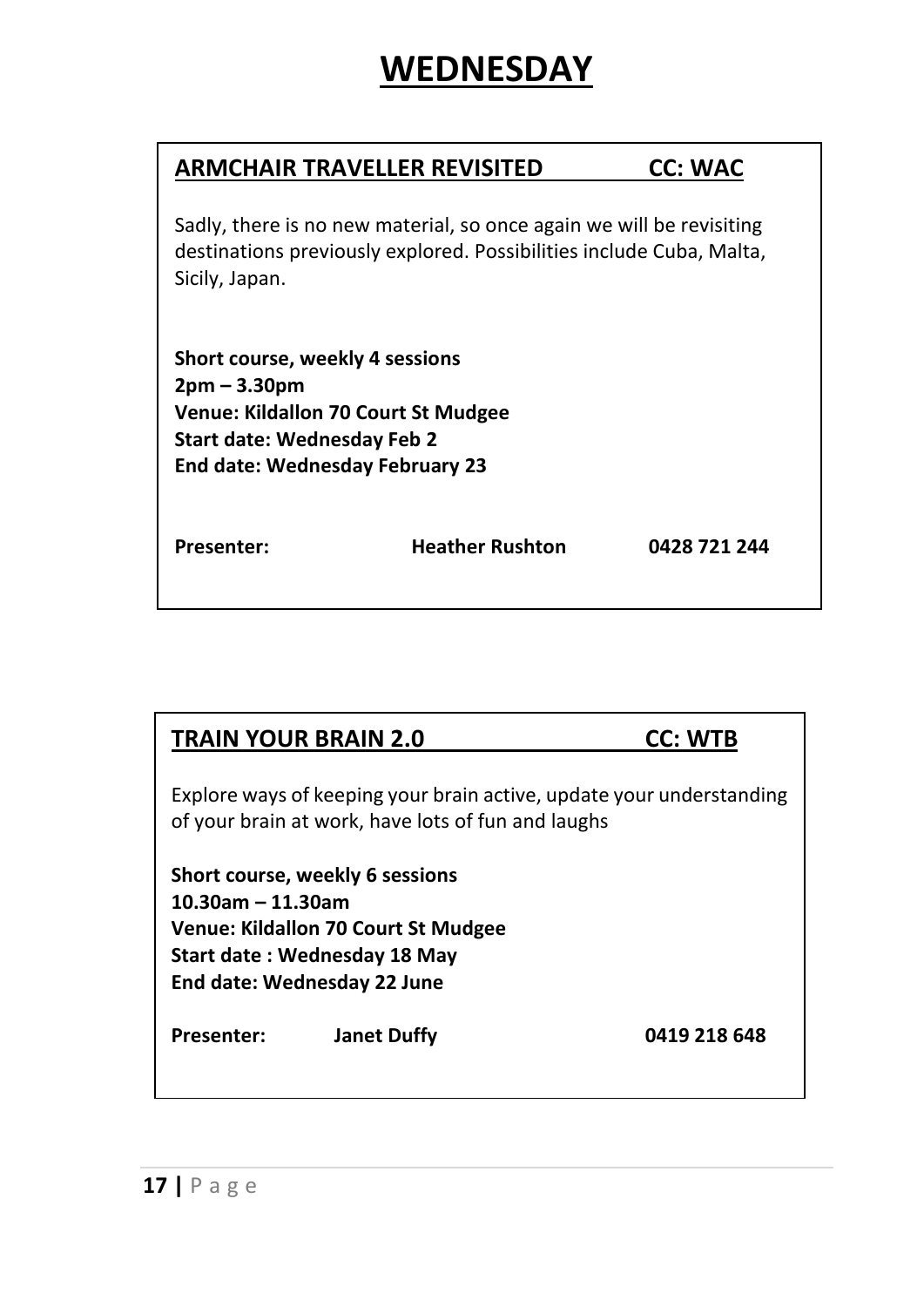# WEDNESDAY

## ARMCHAIR TRAVELLER REVISITED — CC: WAC

Sadly, there is no new material, so once again we will be revisiting destinations previously explored. Possibilities include Cuba, Malta, Sicily, Japan.

**Short course, weekly 4 sessions**
**2pm – 3.30pm**
**Venue: Kildallon 70 Court St Mudgee**
**Start date: Wednesday Feb 2**
**End date: Wednesday February 23**

**Presenter:** **Heather Rushton** **0428 721 244**

## TRAIN YOUR BRAIN 2.0 — CC: WTB

Explore ways of keeping your brain active, update your understanding of your brain at work, have lots of fun and laughs

**Short course, weekly 6 sessions**
**10.30am – 11.30am**
**Venue: Kildallon 70 Court St Mudgee**
**Start date : Wednesday 18 May**
**End date: Wednesday 22 June**

**Presenter:** **Janet Duffy** **0419 218 648**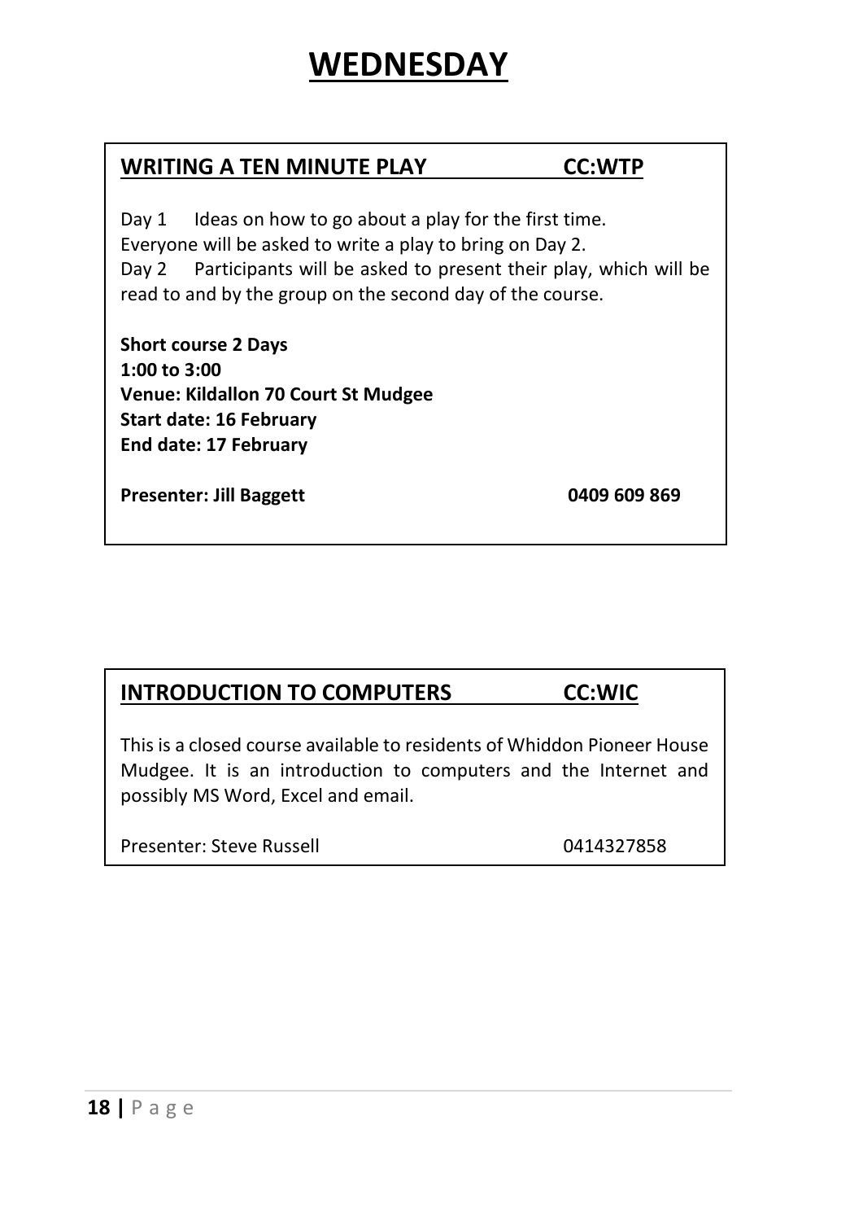# WEDNESDAY

## WRITING A TEN MINUTE PLAY CC:WTP

Day 1 Ideas on how to go about a play for the first time.
Everyone will be asked to write a play to bring on Day 2.
Day 2 Participants will be asked to present their play, which will be read to and by the group on the second day of the course.

**Short course 2 Days**
**1:00 to 3:00**
**Venue: Kildallon 70 Court St Mudgee**
**Start date: 16 February**
**End date: 17 February**

**Presenter: Jill Baggett 0409 609 869**

## INTRODUCTION TO COMPUTERS CC:WIC

This is a closed course available to residents of Whiddon Pioneer House Mudgee. It is an introduction to computers and the Internet and possibly MS Word, Excel and email.

Presenter: Steve Russell 0414327858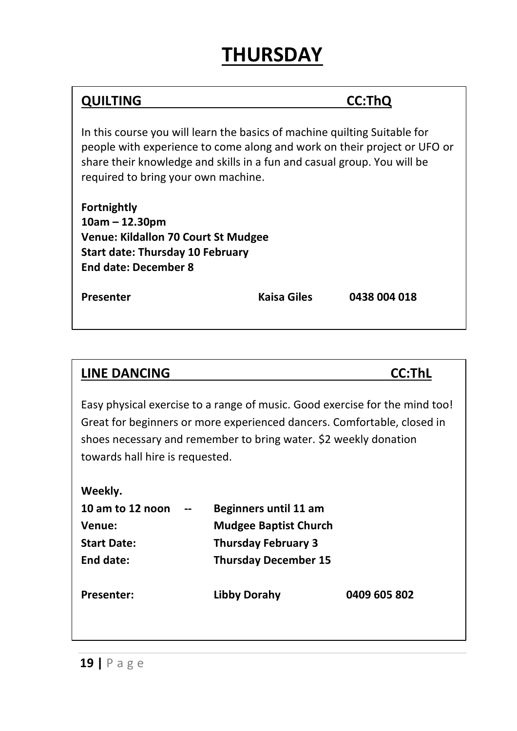# THURSDAY

## QUILTING CC:ThQ

In this course you will learn the basics of machine quilting Suitable for people with experience to come along and work on their project or UFO or share their knowledge and skills in a fun and casual group. You will be required to bring your own machine.

**Fortnightly**
**10am – 12.30pm**
**Venue: Kildallon 70 Court St Mudgee**
**Start date: Thursday 10 February**
**End date: December 8**

**Presenter** **Kaisa Giles** **0438 004 018**

## LINE DANCING CC:ThL

Easy physical exercise to a range of music. Good exercise for the mind too! Great for beginners or more experienced dancers. Comfortable, closed in shoes necessary and remember to bring water. $2 weekly donation towards hall hire is requested.

**Weekly.**
**10 am to 12 noon -- Beginners until 11 am**
**Venue: Mudgee Baptist Church**
**Start Date: Thursday February 3**
**End date: Thursday December 15**

**Presenter: Libby Dorahy 0409 605 802**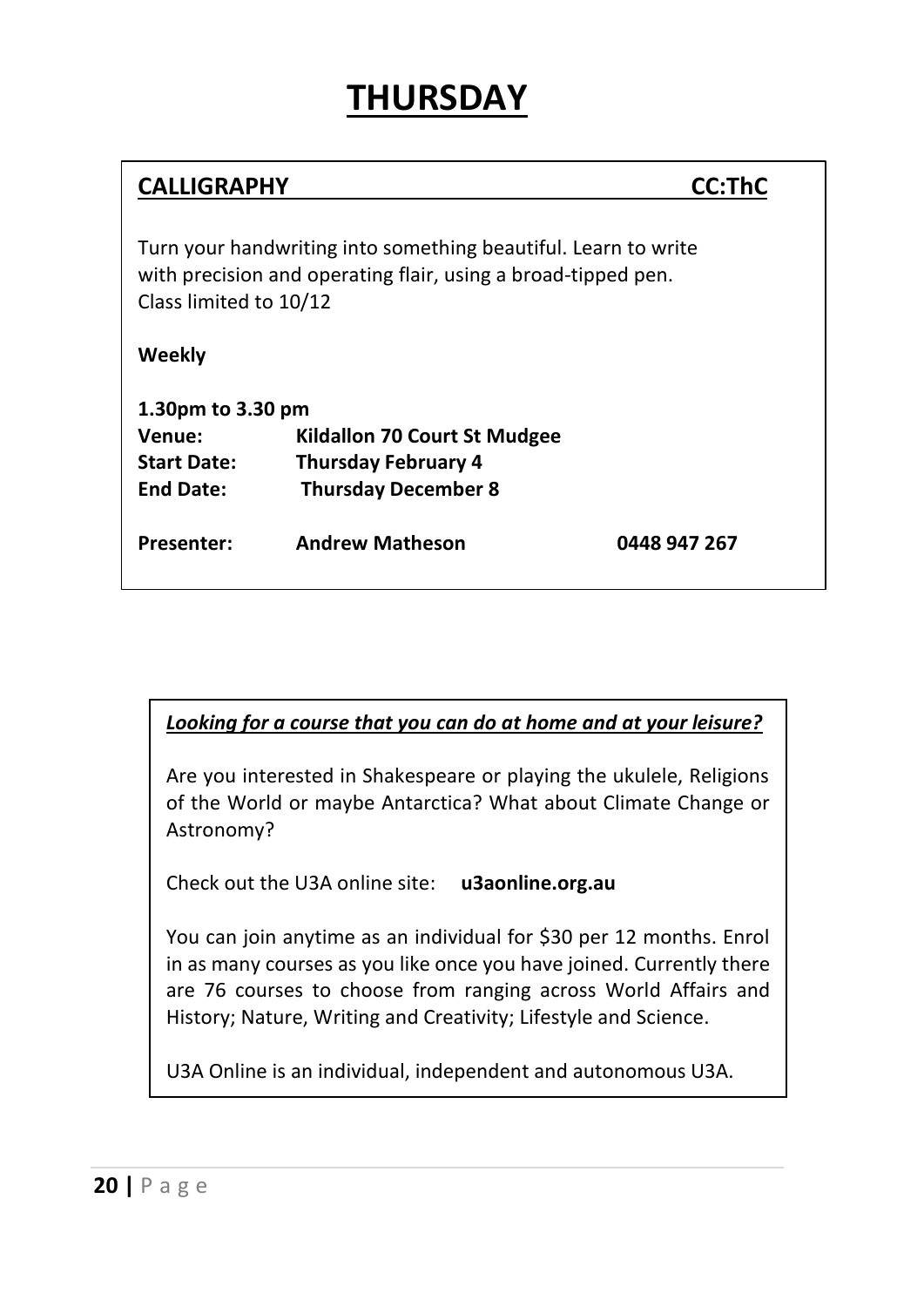# THURSDAY

## CALLIGRAPHY CC:ThC

Turn your handwriting into something beautiful. Learn to write with precision and operating flair, using a broad-tipped pen.
Class limited to 10/12

**Weekly**

**1.30pm to 3.30 pm**

| | | |
|---|---|---|
| **Venue:** | **Kildallon 70 Court St Mudgee** | |
| **Start Date:** | **Thursday February 4** | |
| **End Date:** | **Thursday December 8** | |
| **Presenter:** | **Andrew Matheson** | **0448 947 267** |

***Looking for a course that you can do at home and at your leisure?***

Are you interested in Shakespeare or playing the ukulele, Religions of the World or maybe Antarctica? What about Climate Change or Astronomy?

Check out the U3A online site: **u3aonline.org.au**

You can join anytime as an individual for $30 per 12 months. Enrol in as many courses as you like once you have joined. Currently there are 76 courses to choose from ranging across World Affairs and History; Nature, Writing and Creativity; Lifestyle and Science.

U3A Online is an individual, independent and autonomous U3A.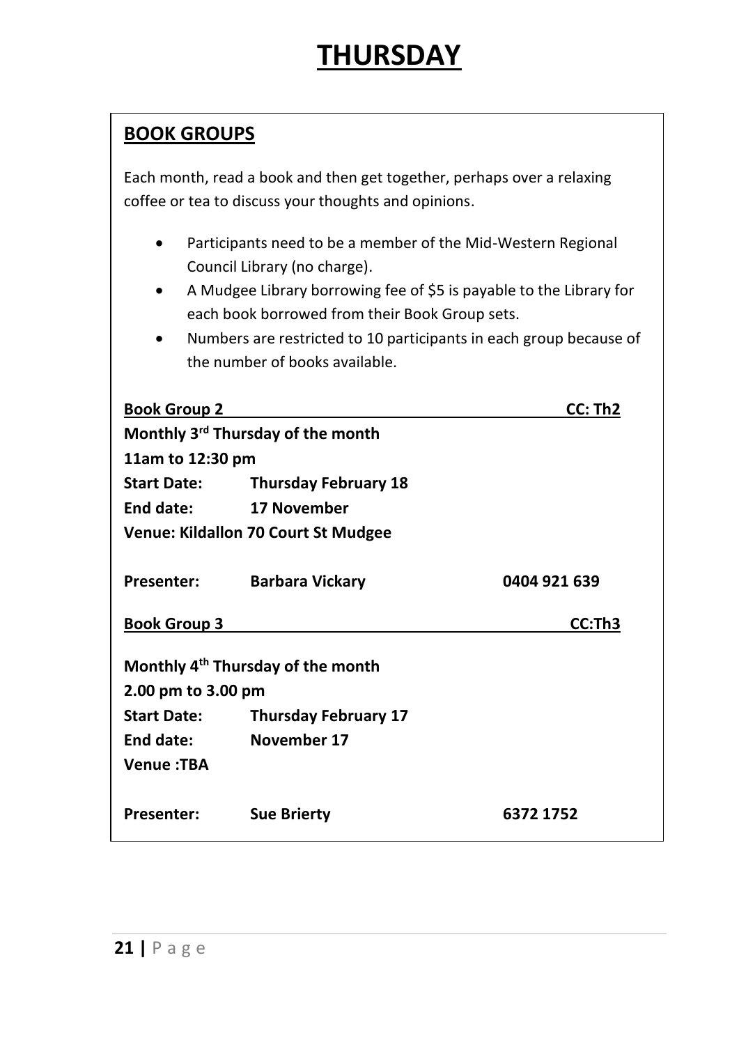# THURSDAY

## BOOK GROUPS

Each month, read a book and then get together, perhaps over a relaxing coffee or tea to discuss your thoughts and opinions.

- Participants need to be a member of the Mid-Western Regional Council Library (no charge).
- A Mudgee Library borrowing fee of $5 is payable to the Library for each book borrowed from their Book Group sets.
- Numbers are restricted to 10 participants in each group because of the number of books available.

**Book Group 2** **CC: Th2**

**Monthly 3rd Thursday of the month**
**11am to 12:30 pm**
**Start Date: Thursday February 18**
**End date: 17 November**
**Venue: Kildallon 70 Court St Mudgee**

**Presenter: Barbara Vickary 0404 921 639**

**Book Group 3** **CC:Th3**

**Monthly 4th Thursday of the month**
**2.00 pm to 3.00 pm**
**Start Date: Thursday February 17**
**End date: November 17**
**Venue :TBA**

**Presenter: Sue Brierty 6372 1752**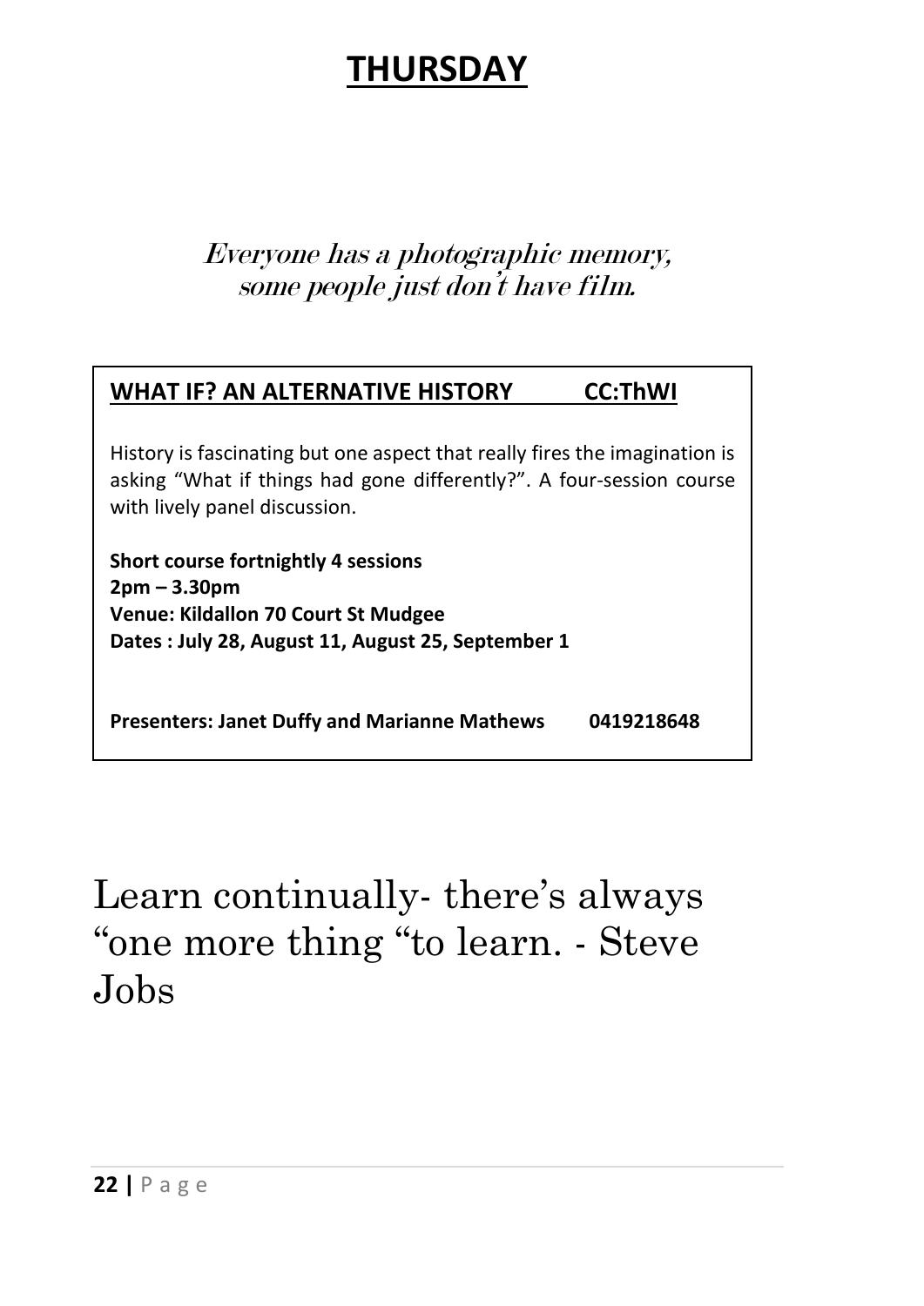# THURSDAY

*Everyone has a photographic memory, some people just don't have film.*

## WHAT IF? AN ALTERNATIVE HISTORY CC:ThWI

History is fascinating but one aspect that really fires the imagination is asking "What if things had gone differently?". A four-session course with lively panel discussion.

**Short course fortnightly 4 sessions**
**2pm – 3.30pm**
**Venue: Kildallon 70 Court St Mudgee**
**Dates : July 28, August 11, August 25, September 1**

**Presenters: Janet Duffy and Marianne Mathews 0419218648**

Learn continually- there's always "one more thing "to learn. - Steve Jobs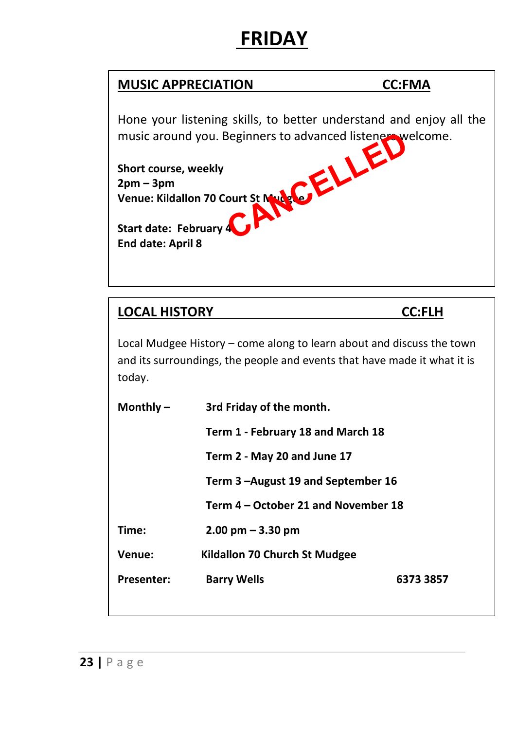# FRIDAY

## MUSIC APPRECIATION CC:FMA

Hone your listening skills, to better understand and enjoy all the music around you. Beginners to advanced listeners welcome.

**CANCELLED**

**Short course, weekly**
**2pm – 3pm**
**Venue: Kildallon 70 Court St Mudgee**

**Start date: February 4**
**End date: April 8**

## LOCAL HISTORY CC:FLH

Local Mudgee History – come along to learn about and discuss the town and its surroundings, the people and events that have made it what it is today.

**Monthly –** **3rd Friday of the month.**

**Term 1 - February 18 and March 18**

**Term 2 - May 20 and June 17**

**Term 3 –August 19 and September 16**

**Term 4 – October 21 and November 18**

**Time:** **2.00 pm – 3.30 pm**

**Venue:** **Kildallon 70 Church St Mudgee**

**Presenter:** **Barry Wells** **6373 3857**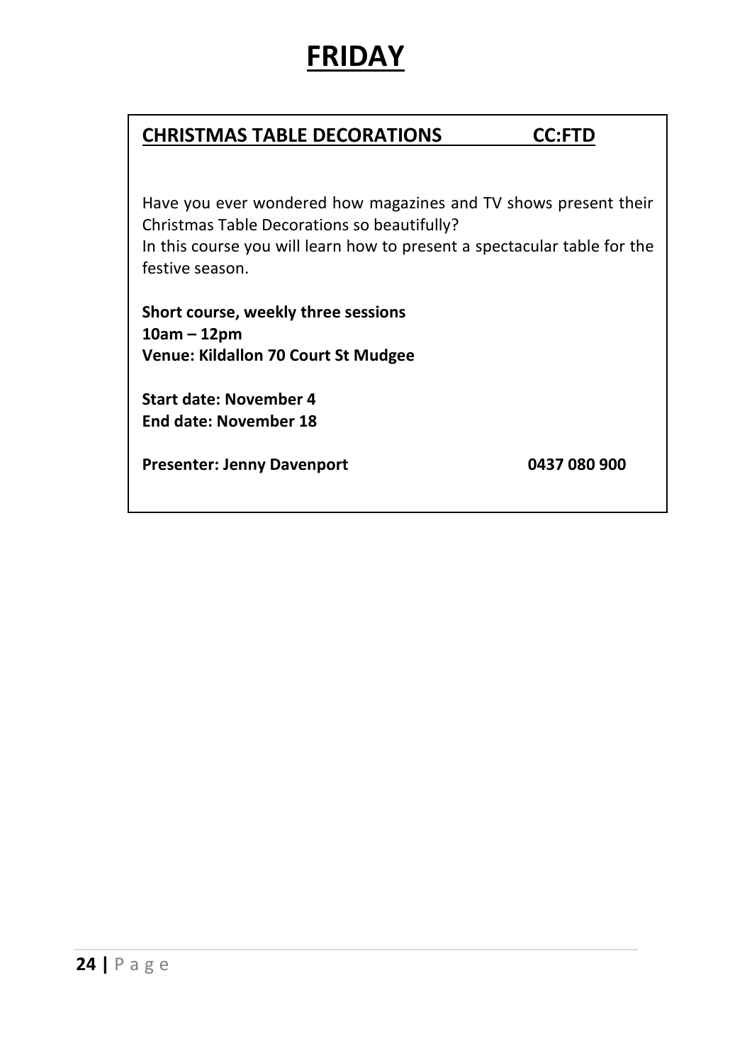# FRIDAY

## CHRISTMAS TABLE DECORATIONS CC:FTD

Have you ever wondered how magazines and TV shows present their Christmas Table Decorations so beautifully?
In this course you will learn how to present a spectacular table for the festive season.

**Short course, weekly three sessions**
**10am – 12pm**
**Venue: Kildallon 70 Court St Mudgee**

**Start date: November 4**
**End date: November 18**

**Presenter: Jenny Davenport 0437 080 900**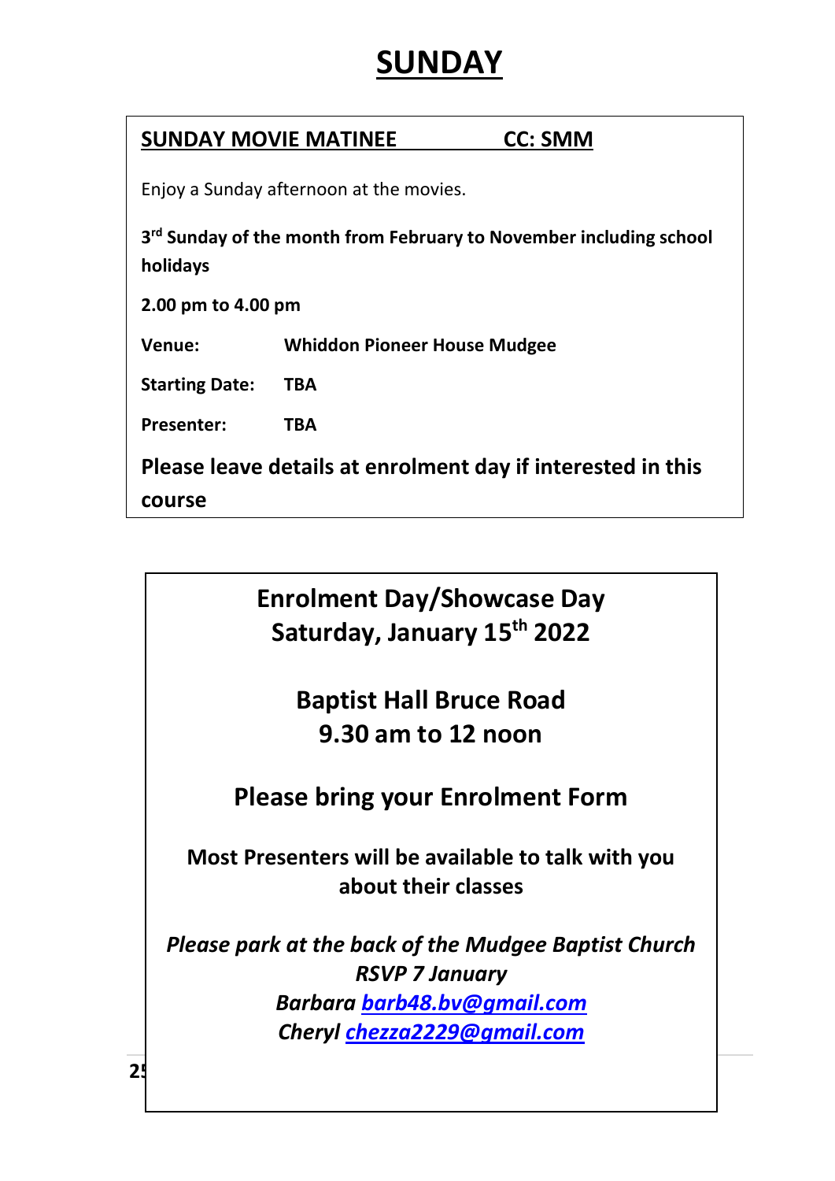# SUNDAY

## SUNDAY MOVIE MATINEE CC: SMM

Enjoy a Sunday afternoon at the movies.

**3rd Sunday of the month from February to November including school holidays**

**2.00 pm to 4.00 pm**

**Venue:** **Whiddon Pioneer House Mudgee**

**Starting Date:** **TBA**

**Presenter:** **TBA**

**Please leave details at enrolment day if interested in this course**

**Enrolment Day/Showcase Day**
**Saturday, January 15th 2022**

**Baptist Hall Bruce Road**
**9.30 am to 12 noon**

**Please bring your Enrolment Form**

**Most Presenters will be available to talk with you about their classes**

***Please park at the back of the Mudgee Baptist Church***
***RSVP 7 January***
***Barbara barb48.bv@gmail.com***
***Cheryl chezza2229@gmail.com***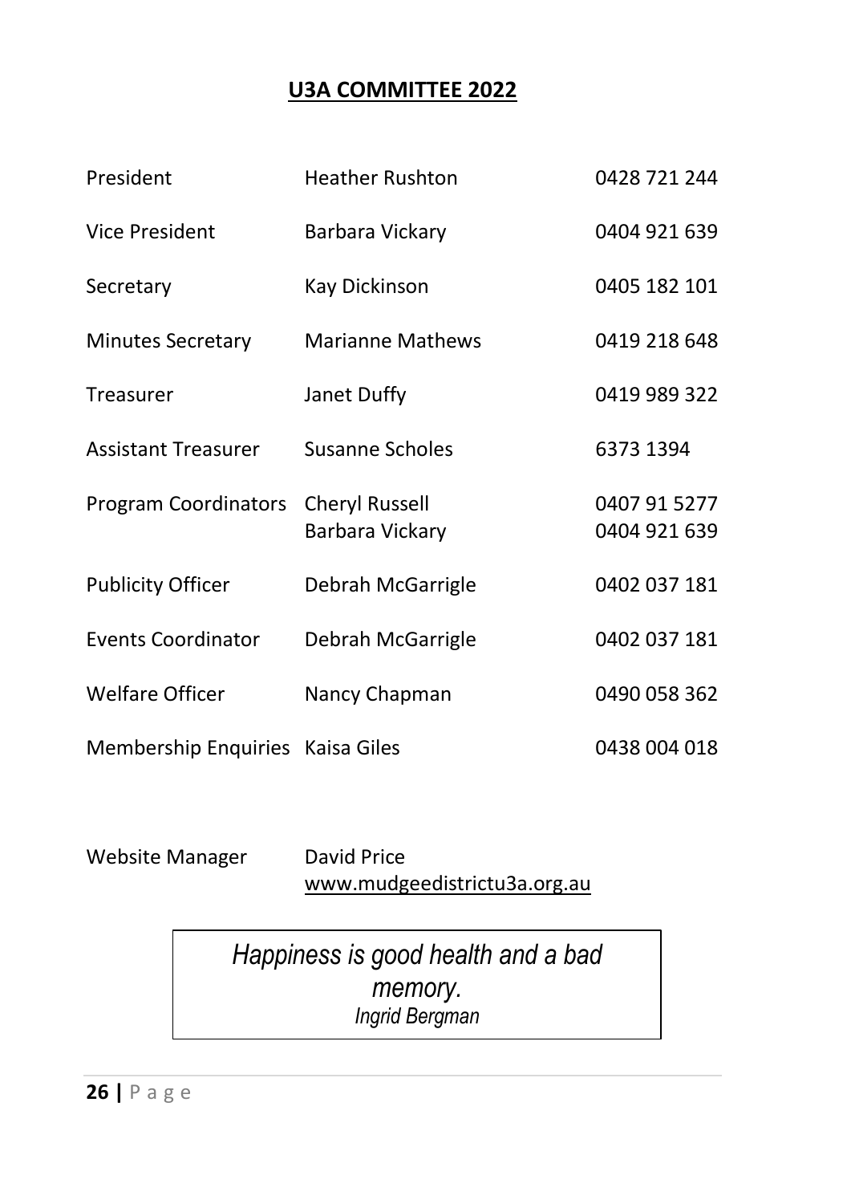## U3A COMMITTEE 2022

| | | |
|---|---|---|
| President | Heather Rushton | 0428 721 244 |
| Vice President | Barbara Vickary | 0404 921 639 |
| Secretary | Kay Dickinson | 0405 182 101 |
| Minutes Secretary | Marianne Mathews | 0419 218 648 |
| Treasurer | Janet Duffy | 0419 989 322 |
| Assistant Treasurer | Susanne Scholes | 6373 1394 |
| Program Coordinators | Cheryl Russell | 0407 91 5277 |
| | Barbara Vickary | 0404 921 639 |
| Publicity Officer | Debrah McGarrigle | 0402 037 181 |
| Events Coordinator | Debrah McGarrigle | 0402 037 181 |
| Welfare Officer | Nancy Chapman | 0490 058 362 |
| Membership Enquiries | Kaisa Giles | 0438 004 018 |

Website Manager David Price
www.mudgeedistrictu3a.org.au

*Happiness is good health and a bad memory.*
*Ingrid Bergman*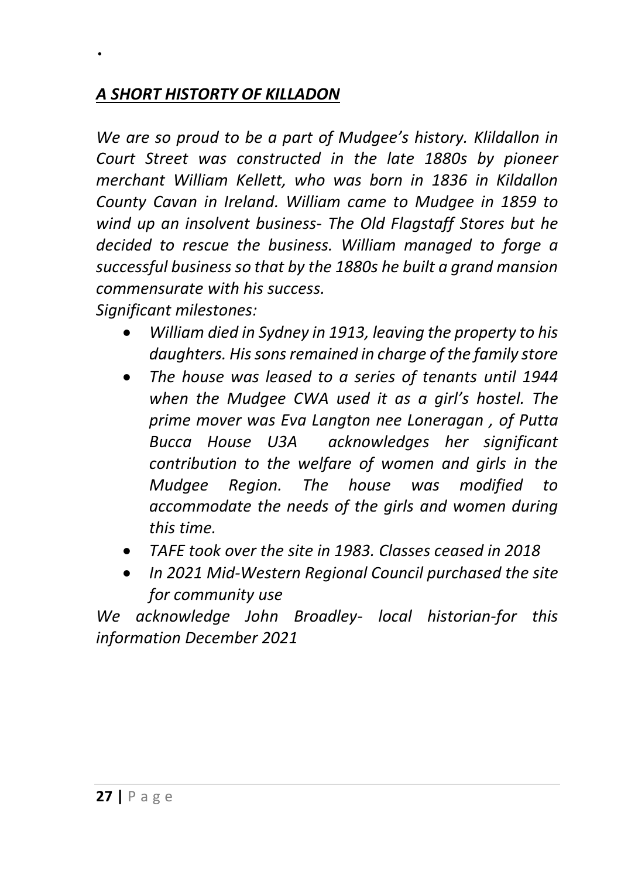## *A SHORT HISTORTY OF KILLADON*

*We are so proud to be a part of Mudgee's history. Klildallon in Court Street was constructed in the late 1880s by pioneer merchant William Kellett, who was born in 1836 in Kildallon County Cavan in Ireland. William came to Mudgee in 1859 to wind up an insolvent business- The Old Flagstaff Stores but he decided to rescue the business. William managed to forge a successful business so that by the 1880s he built a grand mansion commensurate with his success.*

*Significant milestones:*

- *William died in Sydney in 1913, leaving the property to his daughters. His sons remained in charge of the family store*
- *The house was leased to a series of tenants until 1944 when the Mudgee CWA used it as a girl's hostel. The prime mover was Eva Langton nee Loneragan , of Putta Bucca House U3A acknowledges her significant contribution to the welfare of women and girls in the Mudgee Region. The house was modified to accommodate the needs of the girls and women during this time.*
- *TAFE took over the site in 1983. Classes ceased in 2018*
- *In 2021 Mid-Western Regional Council purchased the site for community use*

*We acknowledge John Broadley- local historian-for this information December 2021*